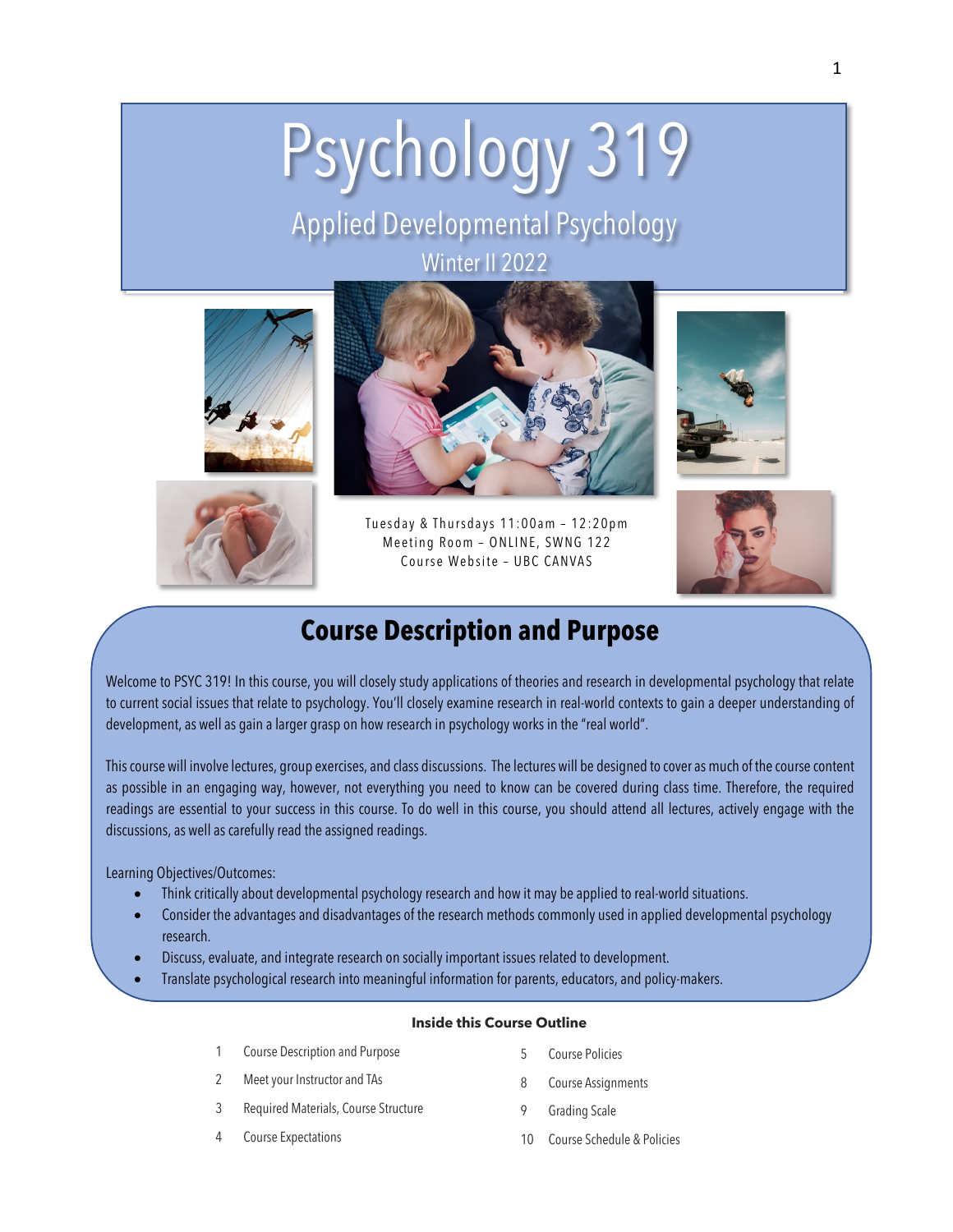# Psychology 319

## Applied Developmental Psychology

Winter II 2022

Tuesday & Thursdays 11:00am – 12:20pm
Meeting Room – ONLINE, SWNG 122
Course Website – UBC CANVAS

## Course Description and Purpose

Welcome to PSYC 319! In this course, you will closely study applications of theories and research in developmental psychology that relate to current social issues that relate to psychology. You'll closely examine research in real-world contexts to gain a deeper understanding of development, as well as gain a larger grasp on how research in psychology works in the "real world".

This course will involve lectures, group exercises, and class discussions. The lectures will be designed to cover as much of the course content as possible in an engaging way, however, not everything you need to know can be covered during class time. Therefore, the required readings are essential to your success in this course. To do well in this course, you should attend all lectures, actively engage with the discussions, as well as carefully read the assigned readings.

Learning Objectives/Outcomes:

- Think critically about developmental psychology research and how it may be applied to real-world situations.
- Consider the advantages and disadvantages of the research methods commonly used in applied developmental psychology research.
- Discuss, evaluate, and integrate research on socially important issues related to development.
- Translate psychological research into meaningful information for parents, educators, and policy-makers.

**Inside this Course Outline**

| | | | |
|---|---|---|---|
| 1 | Course Description and Purpose | 5 | Course Policies |
| 2 | Meet your Instructor and TAs | 8 | Course Assignments |
| 3 | Required Materials, Course Structure | 9 | Grading Scale |
| 4 | Course Expectations | 10 | Course Schedule & Policies |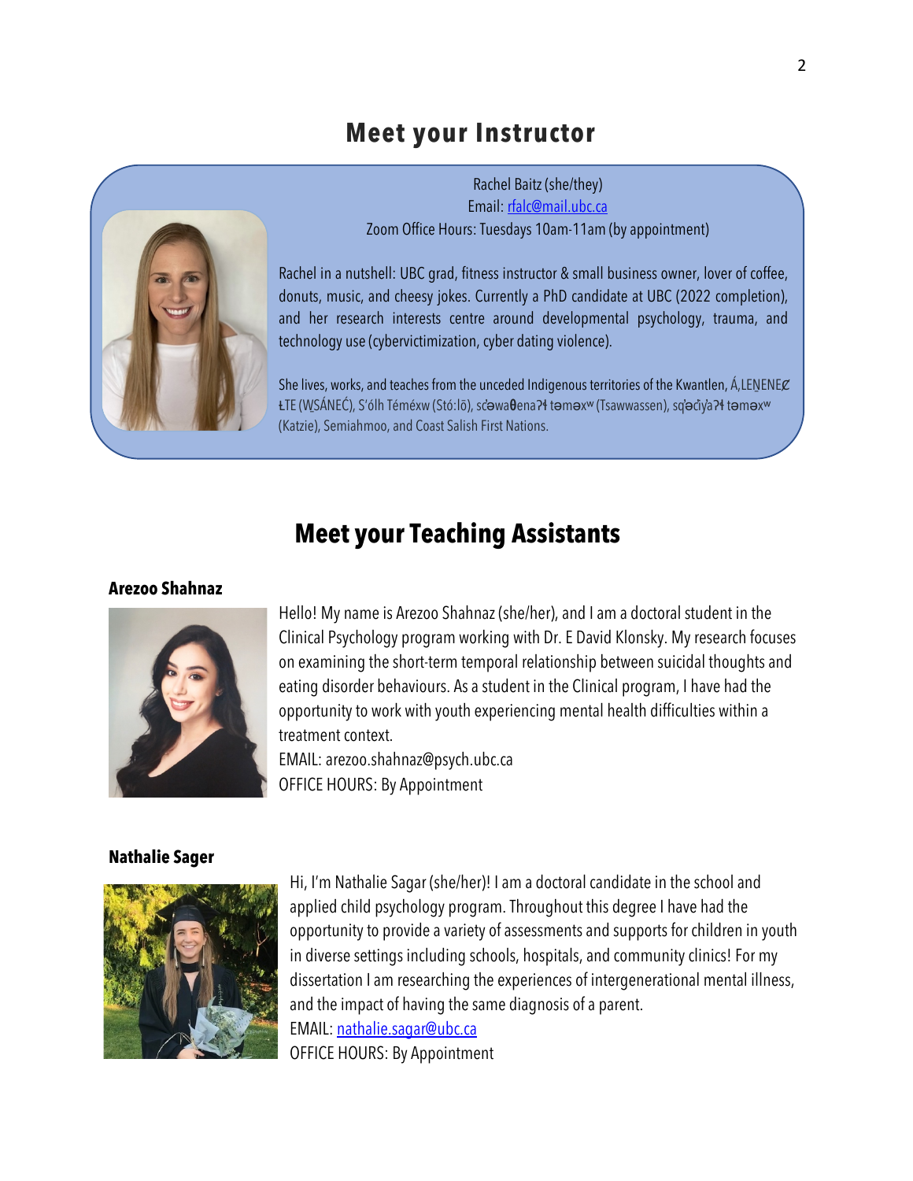# Meet your Instructor

Rachel Baitz (she/they)
Email: rfalc@mail.ubc.ca
Zoom Office Hours: Tuesdays 10am-11am (by appointment)

Rachel in a nutshell: UBC grad, fitness instructor & small business owner, lover of coffee, donuts, music, and cheesy jokes. Currently a PhD candidate at UBC (2022 completion), and her research interests centre around developmental psychology, trauma, and technology use (cybervictimization, cyber dating violence).

She lives, works, and teaches from the unceded Indigenous territories of the Kwantlen, Á,LEṈENEȻ ȽTE (W̱SÁNEĆ), S'ólh Téméxw (Stó:lō), sc̓əwaθenaɁɬ təməxʷ (Tsawwassen), sq̓əc̓iy̓aɁɬ təməxʷ (Katzie), Semiahmoo, and Coast Salish First Nations.

# Meet your Teaching Assistants

**Arezoo Shahnaz**

Hello! My name is Arezoo Shahnaz (she/her), and I am a doctoral student in the Clinical Psychology program working with Dr. E David Klonsky. My research focuses on examining the short-term temporal relationship between suicidal thoughts and eating disorder behaviours. As a student in the Clinical program, I have had the opportunity to work with youth experiencing mental health difficulties within a treatment context.
EMAIL: arezoo.shahnaz@psych.ubc.ca
OFFICE HOURS: By Appointment

**Nathalie Sager**

Hi, I'm Nathalie Sagar (she/her)! I am a doctoral candidate in the school and applied child psychology program. Throughout this degree I have had the opportunity to provide a variety of assessments and supports for children in youth in diverse settings including schools, hospitals, and community clinics! For my dissertation I am researching the experiences of intergenerational mental illness, and the impact of having the same diagnosis of a parent.
EMAIL: nathalie.sagar@ubc.ca
OFFICE HOURS: By Appointment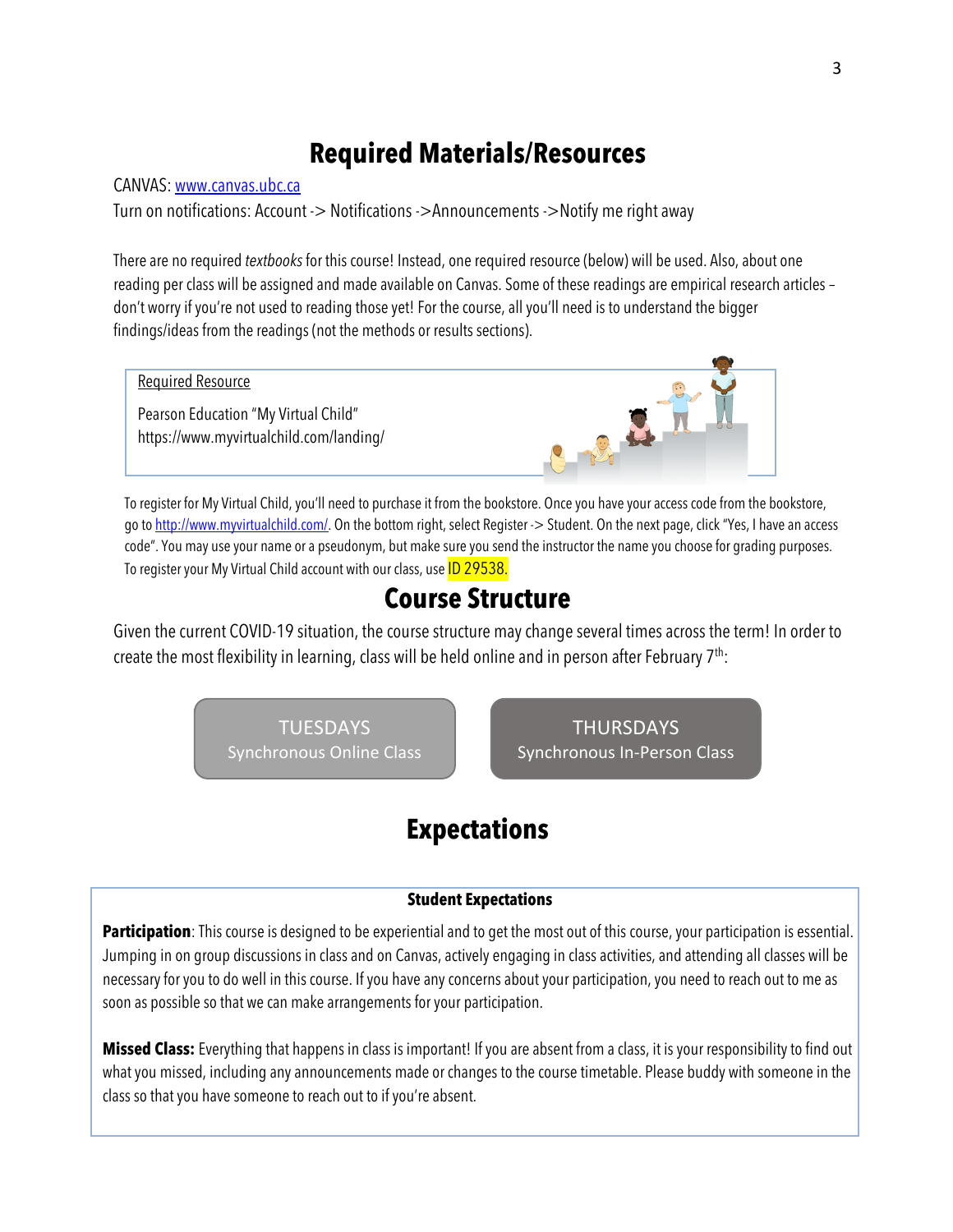# Required Materials/Resources

CANVAS: [www.canvas.ubc.ca](http://www.canvas.ubc.ca)

Turn on notifications: Account -> Notifications ->Announcements ->Notify me right away

There are no required *textbooks* for this course! Instead, one required resource (below) will be used. Also, about one reading per class will be assigned and made available on Canvas. Some of these readings are empirical research articles – don't worry if you're not used to reading those yet! For the course, all you'll need is to understand the bigger findings/ideas from the readings (not the methods or results sections).

> Required Resource
>
> Pearson Education "My Virtual Child"
> https://www.myvirtualchild.com/landing/

To register for My Virtual Child, you'll need to purchase it from the bookstore. Once you have your access code from the bookstore, go to [http://www.myvirtualchild.com/](http://www.myvirtualchild.com/). On the bottom right, select Register -> Student. On the next page, click "Yes, I have an access code". You may use your name or a pseudonym, but make sure you send the instructor the name you choose for grading purposes. To register your My Virtual Child account with our class, use ID 29538.

# Course Structure

Given the current COVID-19 situation, the course structure may change several times across the term! In order to create the most flexibility in learning, class will be held online and in person after February 7th:

| TUESDAYS | THURSDAYS |
|---|---|
| Synchronous Online Class | Synchronous In-Person Class |

# Expectations

### Student Expectations

**Participation**: This course is designed to be experiential and to get the most out of this course, your participation is essential. Jumping in on group discussions in class and on Canvas, actively engaging in class activities, and attending all classes will be necessary for you to do well in this course. If you have any concerns about your participation, you need to reach out to me as soon as possible so that we can make arrangements for your participation.

**Missed Class:** Everything that happens in class is important! If you are absent from a class, it is your responsibility to find out what you missed, including any announcements made or changes to the course timetable. Please buddy with someone in the class so that you have someone to reach out to if you're absent.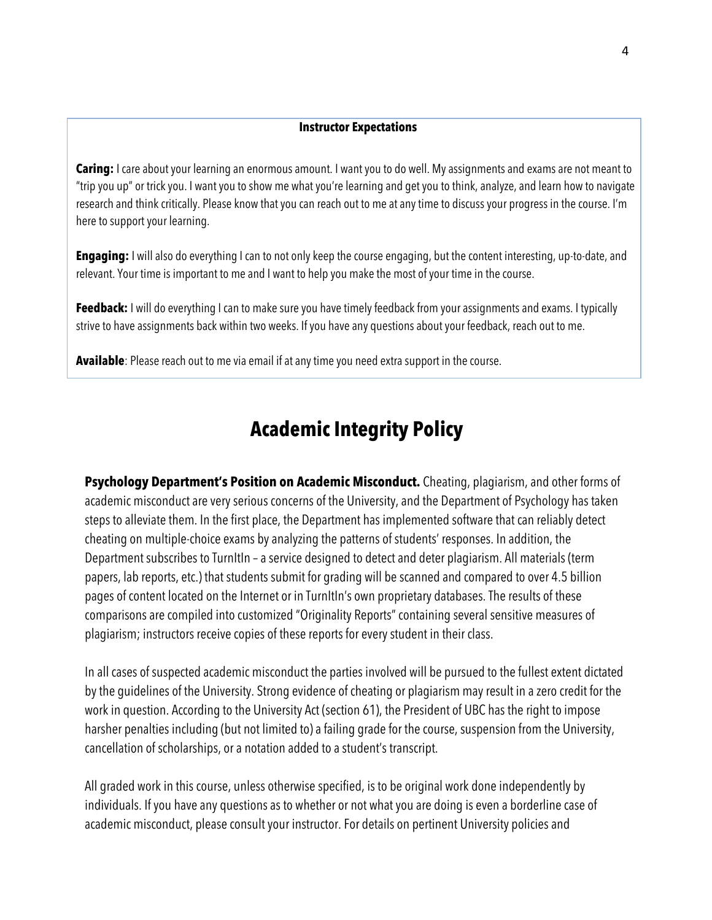**Instructor Expectations**

**Caring:** I care about your learning an enormous amount. I want you to do well. My assignments and exams are not meant to "trip you up" or trick you. I want you to show me what you're learning and get you to think, analyze, and learn how to navigate research and think critically. Please know that you can reach out to me at any time to discuss your progress in the course. I'm here to support your learning.

**Engaging:** I will also do everything I can to not only keep the course engaging, but the content interesting, up-to-date, and relevant. Your time is important to me and I want to help you make the most of your time in the course.

**Feedback:** I will do everything I can to make sure you have timely feedback from your assignments and exams. I typically strive to have assignments back within two weeks. If you have any questions about your feedback, reach out to me.

**Available**: Please reach out to me via email if at any time you need extra support in the course.

# Academic Integrity Policy

**Psychology Department's Position on Academic Misconduct.** Cheating, plagiarism, and other forms of academic misconduct are very serious concerns of the University, and the Department of Psychology has taken steps to alleviate them. In the first place, the Department has implemented software that can reliably detect cheating on multiple-choice exams by analyzing the patterns of students' responses. In addition, the Department subscribes to TurnItIn – a service designed to detect and deter plagiarism. All materials (term papers, lab reports, etc.) that students submit for grading will be scanned and compared to over 4.5 billion pages of content located on the Internet or in TurnItIn's own proprietary databases. The results of these comparisons are compiled into customized "Originality Reports" containing several sensitive measures of plagiarism; instructors receive copies of these reports for every student in their class.

In all cases of suspected academic misconduct the parties involved will be pursued to the fullest extent dictated by the guidelines of the University. Strong evidence of cheating or plagiarism may result in a zero credit for the work in question. According to the University Act (section 61), the President of UBC has the right to impose harsher penalties including (but not limited to) a failing grade for the course, suspension from the University, cancellation of scholarships, or a notation added to a student's transcript.

All graded work in this course, unless otherwise specified, is to be original work done independently by individuals. If you have any questions as to whether or not what you are doing is even a borderline case of academic misconduct, please consult your instructor. For details on pertinent University policies and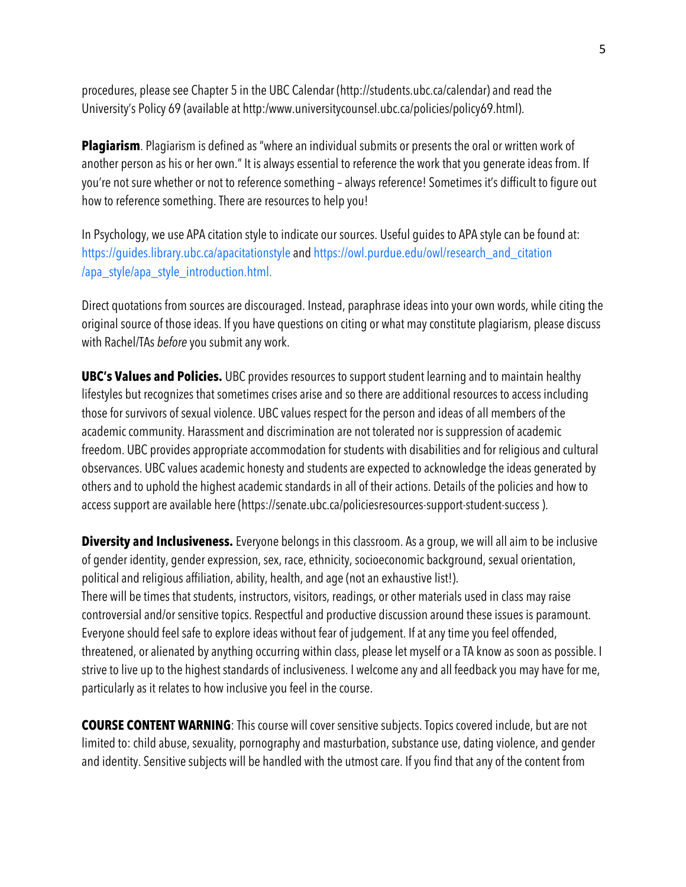procedures, please see Chapter 5 in the UBC Calendar (http://students.ubc.ca/calendar) and read the University's Policy 69 (available at http:/www.universitycounsel.ubc.ca/policies/policy69.html).

**Plagiarism**. Plagiarism is defined as "where an individual submits or presents the oral or written work of another person as his or her own." It is always essential to reference the work that you generate ideas from. If you're not sure whether or not to reference something – always reference! Sometimes it's difficult to figure out how to reference something. There are resources to help you!

In Psychology, we use APA citation style to indicate our sources. Useful guides to APA style can be found at: https://guides.library.ubc.ca/apacitationstyle and https://owl.purdue.edu/owl/research_and_citation /apa_style/apa_style_introduction.html.

Direct quotations from sources are discouraged. Instead, paraphrase ideas into your own words, while citing the original source of those ideas. If you have questions on citing or what may constitute plagiarism, please discuss with Rachel/TAs *before* you submit any work.

**UBC's Values and Policies.** UBC provides resources to support student learning and to maintain healthy lifestyles but recognizes that sometimes crises arise and so there are additional resources to access including those for survivors of sexual violence. UBC values respect for the person and ideas of all members of the academic community. Harassment and discrimination are not tolerated nor is suppression of academic freedom. UBC provides appropriate accommodation for students with disabilities and for religious and cultural observances. UBC values academic honesty and students are expected to acknowledge the ideas generated by others and to uphold the highest academic standards in all of their actions. Details of the policies and how to access support are available here (https://senate.ubc.ca/policiesresources-support-student-success ).

**Diversity and Inclusiveness.** Everyone belongs in this classroom. As a group, we will all aim to be inclusive of gender identity, gender expression, sex, race, ethnicity, socioeconomic background, sexual orientation, political and religious affiliation, ability, health, and age (not an exhaustive list!).
There will be times that students, instructors, visitors, readings, or other materials used in class may raise controversial and/or sensitive topics. Respectful and productive discussion around these issues is paramount. Everyone should feel safe to explore ideas without fear of judgement. If at any time you feel offended, threatened, or alienated by anything occurring within class, please let myself or a TA know as soon as possible. I strive to live up to the highest standards of inclusiveness. I welcome any and all feedback you may have for me, particularly as it relates to how inclusive you feel in the course.

**COURSE CONTENT WARNING**: This course will cover sensitive subjects. Topics covered include, but are not limited to: child abuse, sexuality, pornography and masturbation, substance use, dating violence, and gender and identity. Sensitive subjects will be handled with the utmost care. If you find that any of the content from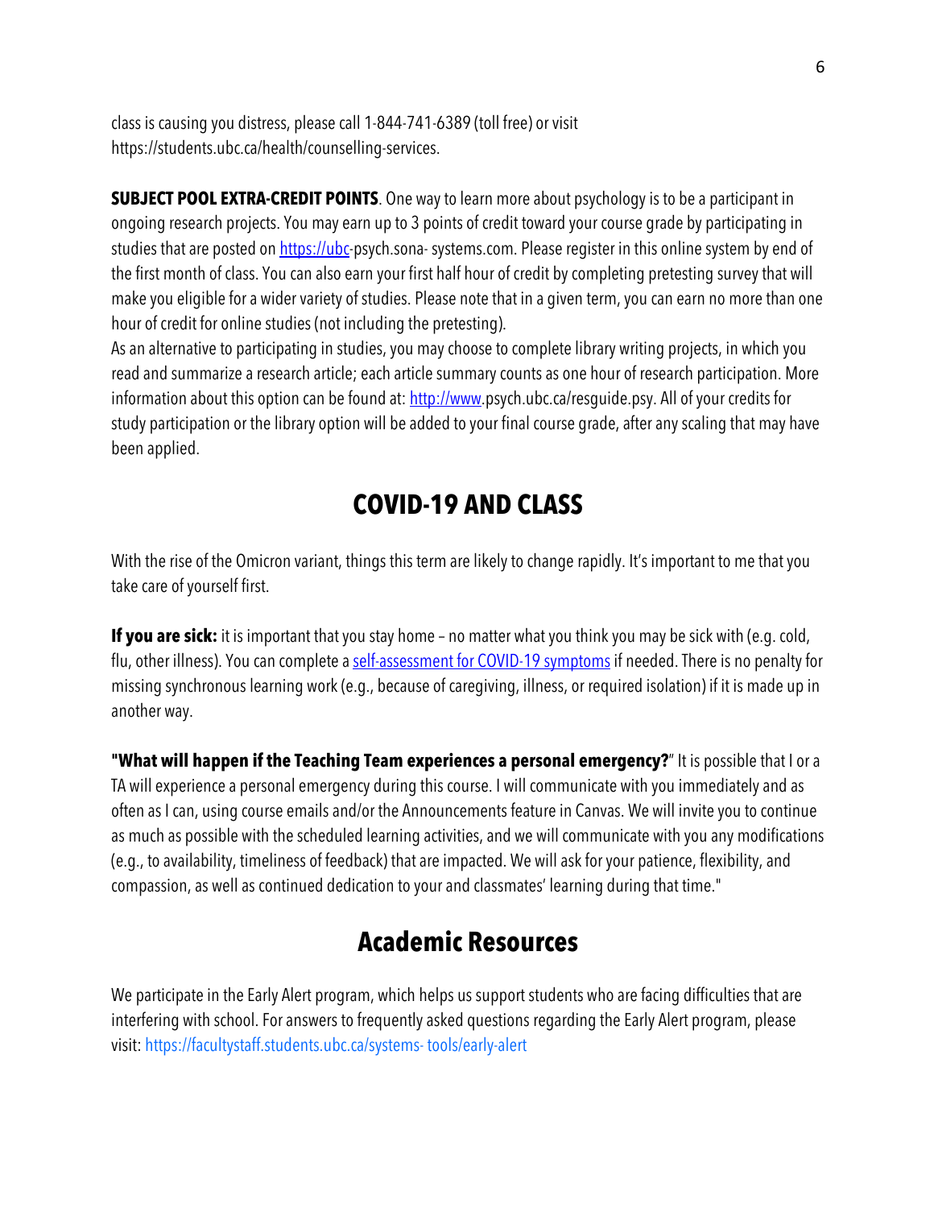class is causing you distress, please call 1-844-741-6389 (toll free) or visit https://students.ubc.ca/health/counselling-services.

**SUBJECT POOL EXTRA-CREDIT POINTS**. One way to learn more about psychology is to be a participant in ongoing research projects. You may earn up to 3 points of credit toward your course grade by participating in studies that are posted on https://ubc-psych.sona- systems.com. Please register in this online system by end of the first month of class. You can also earn your first half hour of credit by completing pretesting survey that will make you eligible for a wider variety of studies. Please note that in a given term, you can earn no more than one hour of credit for online studies (not including the pretesting).
As an alternative to participating in studies, you may choose to complete library writing projects, in which you read and summarize a research article; each article summary counts as one hour of research participation. More information about this option can be found at: http://www.psych.ubc.ca/resguide.psy. All of your credits for study participation or the library option will be added to your final course grade, after any scaling that may have been applied.

# COVID-19 AND CLASS

With the rise of the Omicron variant, things this term are likely to change rapidly. It's important to me that you take care of yourself first.

**If you are sick:** it is important that you stay home – no matter what you think you may be sick with (e.g. cold, flu, other illness). You can complete a self-assessment for COVID-19 symptoms if needed. There is no penalty for missing synchronous learning work (e.g., because of caregiving, illness, or required isolation) if it is made up in another way.

**"What will happen if the Teaching Team experiences a personal emergency?**" It is possible that I or a TA will experience a personal emergency during this course. I will communicate with you immediately and as often as I can, using course emails and/or the Announcements feature in Canvas. We will invite you to continue as much as possible with the scheduled learning activities, and we will communicate with you any modifications (e.g., to availability, timeliness of feedback) that are impacted. We will ask for your patience, flexibility, and compassion, as well as continued dedication to your and classmates' learning during that time."

# Academic Resources

We participate in the Early Alert program, which helps us support students who are facing difficulties that are interfering with school. For answers to frequently asked questions regarding the Early Alert program, please visit: https://facultystaff.students.ubc.ca/systems- tools/early-alert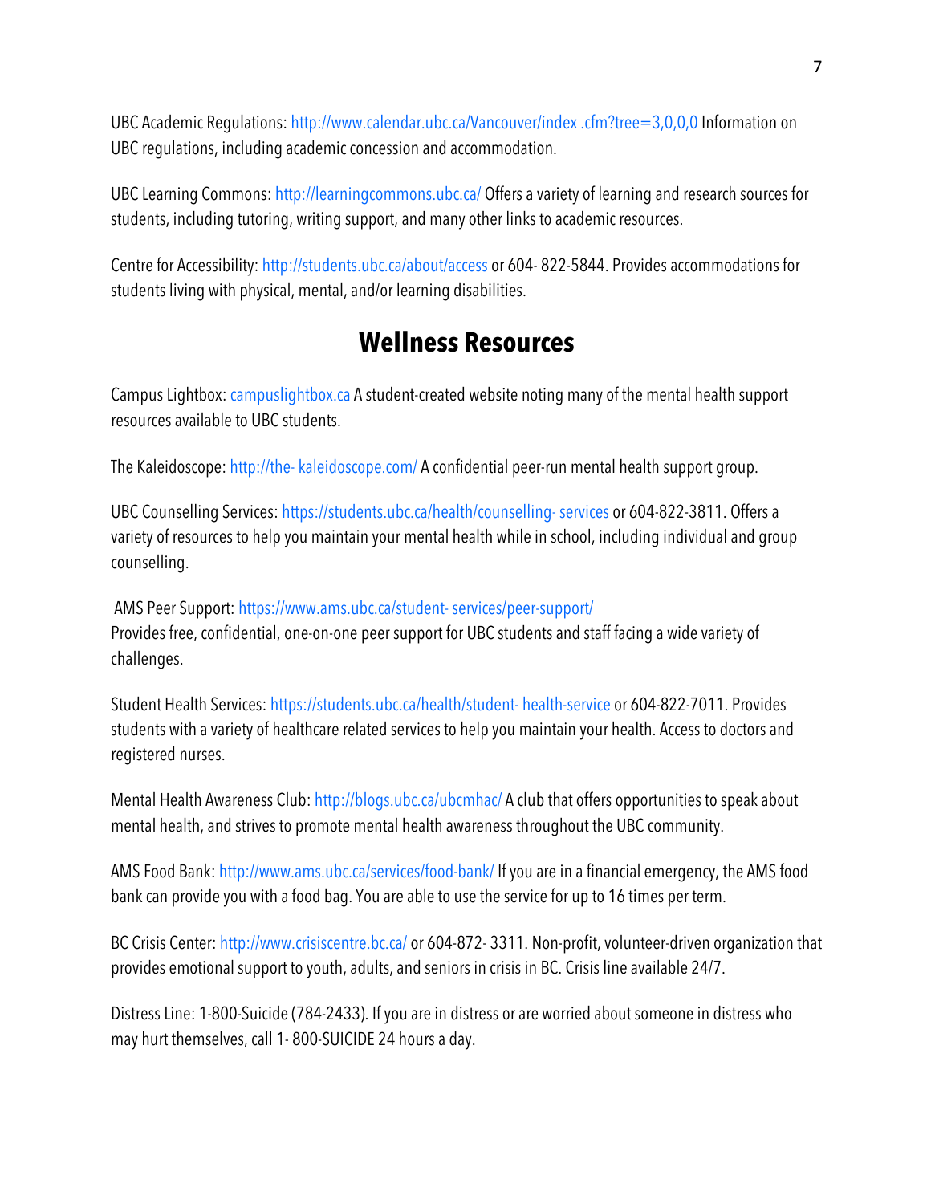UBC Academic Regulations: http://www.calendar.ubc.ca/Vancouver/index .cfm?tree=3,0,0,0 Information on UBC regulations, including academic concession and accommodation.

UBC Learning Commons: http://learningcommons.ubc.ca/ Offers a variety of learning and research sources for students, including tutoring, writing support, and many other links to academic resources.

Centre for Accessibility: http://students.ubc.ca/about/access or 604- 822-5844. Provides accommodations for students living with physical, mental, and/or learning disabilities.

## Wellness Resources

Campus Lightbox: campuslightbox.ca A student-created website noting many of the mental health support resources available to UBC students.

The Kaleidoscope: http://the- kaleidoscope.com/ A confidential peer-run mental health support group.

UBC Counselling Services: https://students.ubc.ca/health/counselling- services or 604-822-3811. Offers a variety of resources to help you maintain your mental health while in school, including individual and group counselling.

AMS Peer Support: https://www.ams.ubc.ca/student- services/peer-support/
Provides free, confidential, one-on-one peer support for UBC students and staff facing a wide variety of challenges.

Student Health Services: https://students.ubc.ca/health/student- health-service or 604-822-7011. Provides students with a variety of healthcare related services to help you maintain your health. Access to doctors and registered nurses.

Mental Health Awareness Club: http://blogs.ubc.ca/ubcmhac/ A club that offers opportunities to speak about mental health, and strives to promote mental health awareness throughout the UBC community.

AMS Food Bank: http://www.ams.ubc.ca/services/food-bank/ If you are in a financial emergency, the AMS food bank can provide you with a food bag. You are able to use the service for up to 16 times per term.

BC Crisis Center: http://www.crisiscentre.bc.ca/ or 604-872- 3311. Non-profit, volunteer-driven organization that provides emotional support to youth, adults, and seniors in crisis in BC. Crisis line available 24/7.

Distress Line: 1-800-Suicide (784-2433). If you are in distress or are worried about someone in distress who may hurt themselves, call 1- 800-SUICIDE 24 hours a day.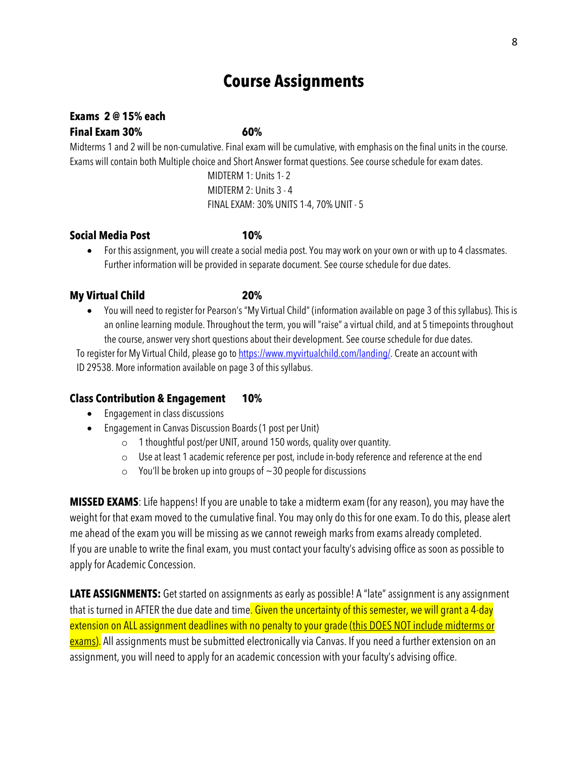# Course Assignments

**Exams 2 @ 15% each**
**Final Exam 30% 60%**

Midterms 1 and 2 will be non-cumulative. Final exam will be cumulative, with emphasis on the final units in the course. Exams will contain both Multiple choice and Short Answer format questions. See course schedule for exam dates.

MIDTERM 1: Units 1- 2
MIDTERM 2: Units 3 - 4
FINAL EXAM: 30% UNITS 1-4, 70% UNIT - 5

**Social Media Post 10%**

- For this assignment, you will create a social media post. You may work on your own or with up to 4 classmates. Further information will be provided in separate document. See course schedule for due dates.

**My Virtual Child 20%**

- You will need to register for Pearson's "My Virtual Child" (information available on page 3 of this syllabus). This is an online learning module. Throughout the term, you will "raise" a virtual child, and at 5 timepoints throughout the course, answer very short questions about their development. See course schedule for due dates.

To register for My Virtual Child, please go to https://www.myvirtualchild.com/landing/. Create an account with ID 29538. More information available on page 3 of this syllabus.

**Class Contribution & Engagement 10%**

- Engagement in class discussions
- Engagement in Canvas Discussion Boards (1 post per Unit)
  - 1 thoughtful post/per UNIT, around 150 words, quality over quantity.
  - Use at least 1 academic reference per post, include in-body reference and reference at the end
  - You'll be broken up into groups of ~30 people for discussions

**MISSED EXAMS**: Life happens! If you are unable to take a midterm exam (for any reason), you may have the weight for that exam moved to the cumulative final. You may only do this for one exam. To do this, please alert me ahead of the exam you will be missing as we cannot reweigh marks from exams already completed. If you are unable to write the final exam, you must contact your faculty's advising office as soon as possible to apply for Academic Concession.

**LATE ASSIGNMENTS:** Get started on assignments as early as possible! A "late" assignment is any assignment that is turned in AFTER the due date and time. Given the uncertainty of this semester, we will grant a 4-day extension on ALL assignment deadlines with no penalty to your grade (this DOES NOT include midterms or exams). All assignments must be submitted electronically via Canvas. If you need a further extension on an assignment, you will need to apply for an academic concession with your faculty's advising office.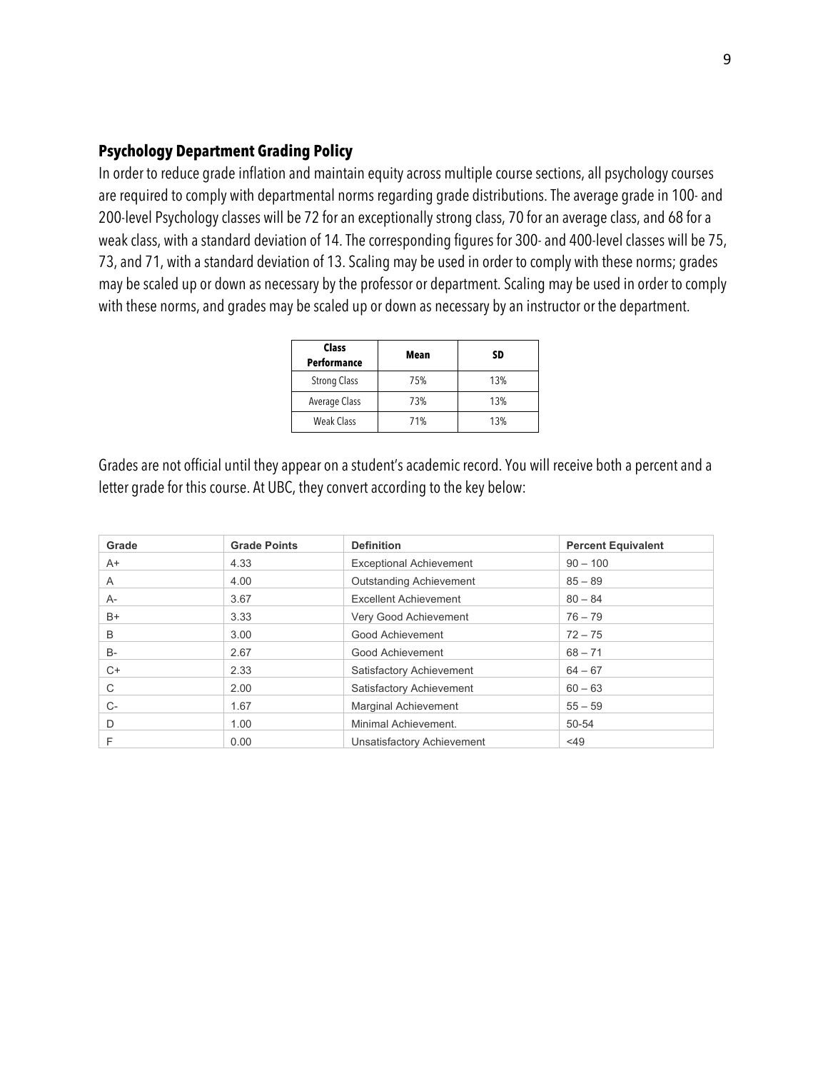## Psychology Department Grading Policy

In order to reduce grade inflation and maintain equity across multiple course sections, all psychology courses are required to comply with departmental norms regarding grade distributions. The average grade in 100- and 200-level Psychology classes will be 72 for an exceptionally strong class, 70 for an average class, and 68 for a weak class, with a standard deviation of 14. The corresponding figures for 300- and 400-level classes will be 75, 73, and 71, with a standard deviation of 13. Scaling may be used in order to comply with these norms; grades may be scaled up or down as necessary by the professor or department. Scaling may be used in order to comply with these norms, and grades may be scaled up or down as necessary by an instructor or the department.

| Class Performance | Mean | SD |
|---|---|---|
| Strong Class | 75% | 13% |
| Average Class | 73% | 13% |
| Weak Class | 71% | 13% |

Grades are not official until they appear on a student's academic record. You will receive both a percent and a letter grade for this course. At UBC, they convert according to the key below:

| Grade | Grade Points | Definition | Percent Equivalent |
|---|---|---|---|
| A+ | 4.33 | Exceptional Achievement | 90 – 100 |
| A | 4.00 | Outstanding Achievement | 85 – 89 |
| A- | 3.67 | Excellent Achievement | 80 – 84 |
| B+ | 3.33 | Very Good Achievement | 76 – 79 |
| B | 3.00 | Good Achievement | 72 – 75 |
| B- | 2.67 | Good Achievement | 68 – 71 |
| C+ | 2.33 | Satisfactory Achievement | 64 – 67 |
| C | 2.00 | Satisfactory Achievement | 60 – 63 |
| C- | 1.67 | Marginal Achievement | 55 – 59 |
| D | 1.00 | Minimal Achievement. | 50-54 |
| F | 0.00 | Unsatisfactory Achievement | <49 |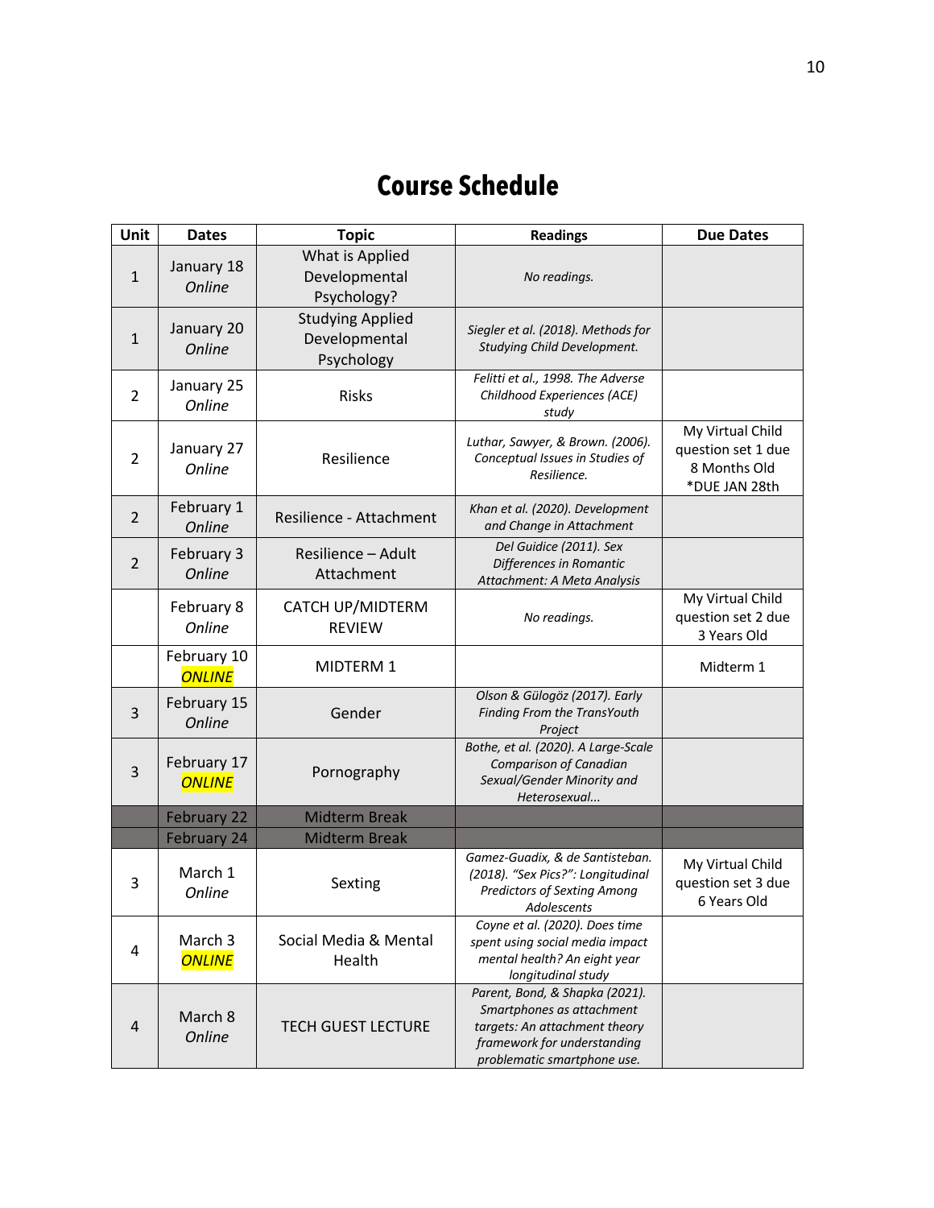# Course Schedule

| Unit | Dates | Topic | Readings | Due Dates |
|---|---|---|---|---|
| 1 | January 18 *Online* | What is Applied Developmental Psychology? | *No readings.* | |
| 1 | January 20 *Online* | Studying Applied Developmental Psychology | *Siegler et al. (2018). Methods for Studying Child Development.* | |
| 2 | January 25 *Online* | Risks | *Felitti et al., 1998. The Adverse Childhood Experiences (ACE) study* | |
| 2 | January 27 *Online* | Resilience | *Luthar, Sawyer, & Brown. (2006). Conceptual Issues in Studies of Resilience.* | My Virtual Child question set 1 due 8 Months Old *DUE JAN 28th |
| 2 | February 1 *Online* | Resilience - Attachment | *Khan et al. (2020). Development and Change in Attachment* | |
| 2 | February 3 *Online* | Resilience – Adult Attachment | *Del Guidice (2011). Sex Differences in Romantic Attachment: A Meta Analysis* | |
| | February 8 *Online* | CATCH UP/MIDTERM REVIEW | *No readings.* | My Virtual Child question set 2 due 3 Years Old |
| | February 10 ***ONLINE*** | MIDTERM 1 | | Midterm 1 |
| 3 | February 15 *Online* | Gender | *Olson & Gülogöz (2017). Early Finding From the TransYouth Project* | |
| 3 | February 17 ***ONLINE*** | Pornography | *Bothe, et al. (2020). A Large-Scale Comparison of Canadian Sexual/Gender Minority and Heterosexual...* | |
| | February 22 | Midterm Break | | |
| | February 24 | Midterm Break | | |
| 3 | March 1 *Online* | Sexting | *Gamez-Guadix, & de Santisteban. (2018). "Sex Pics?": Longitudinal Predictors of Sexting Among Adolescents* | My Virtual Child question set 3 due 6 Years Old |
| 4 | March 3 ***ONLINE*** | Social Media & Mental Health | *Coyne et al. (2020). Does time spent using social media impact mental health? An eight year longitudinal study* | |
| 4 | March 8 *Online* | TECH GUEST LECTURE | *Parent, Bond, & Shapka (2021). Smartphones as attachment targets: An attachment theory framework for understanding problematic smartphone use.* | |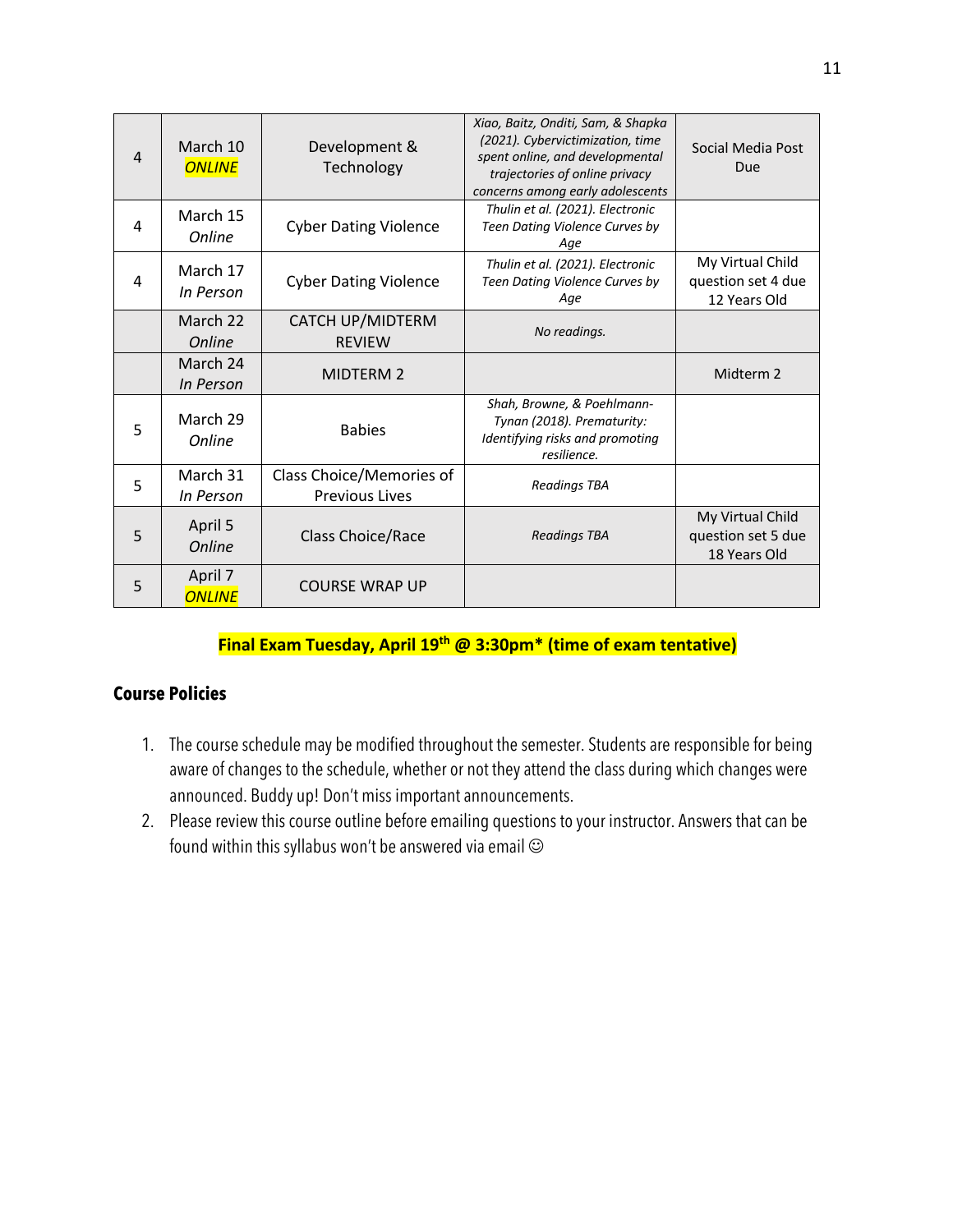| | | | | |
|---|---|---|---|---|
| 4 | March 10 *ONLINE* | Development & Technology | *Xiao, Baitz, Onditi, Sam, & Shapka (2021). Cybervictimization, time spent online, and developmental trajectories of online privacy concerns among early adolescents* | Social Media Post Due |
| 4 | March 15 *Online* | Cyber Dating Violence | *Thulin et al. (2021). Electronic Teen Dating Violence Curves by Age* | |
| 4 | March 17 *In Person* | Cyber Dating Violence | *Thulin et al. (2021). Electronic Teen Dating Violence Curves by Age* | My Virtual Child question set 4 due 12 Years Old |
| | March 22 *Online* | CATCH UP/MIDTERM REVIEW | *No readings.* | |
| | March 24 *In Person* | MIDTERM 2 | | Midterm 2 |
| 5 | March 29 *Online* | Babies | *Shah, Browne, & Poehlmann-Tynan (2018). Prematurity: Identifying risks and promoting resilience.* | |
| 5 | March 31 *In Person* | Class Choice/Memories of Previous Lives | *Readings TBA* | |
| 5 | April 5 *Online* | Class Choice/Race | *Readings TBA* | My Virtual Child question set 5 due 18 Years Old |
| 5 | April 7 *ONLINE* | COURSE WRAP UP | | |

**Final Exam Tuesday, April 19th @ 3:30pm* (time of exam tentative)**

## Course Policies

1. The course schedule may be modified throughout the semester. Students are responsible for being aware of changes to the schedule, whether or not they attend the class during which changes were announced. Buddy up! Don't miss important announcements.
2. Please review this course outline before emailing questions to your instructor. Answers that can be found within this syllabus won't be answered via email ☺